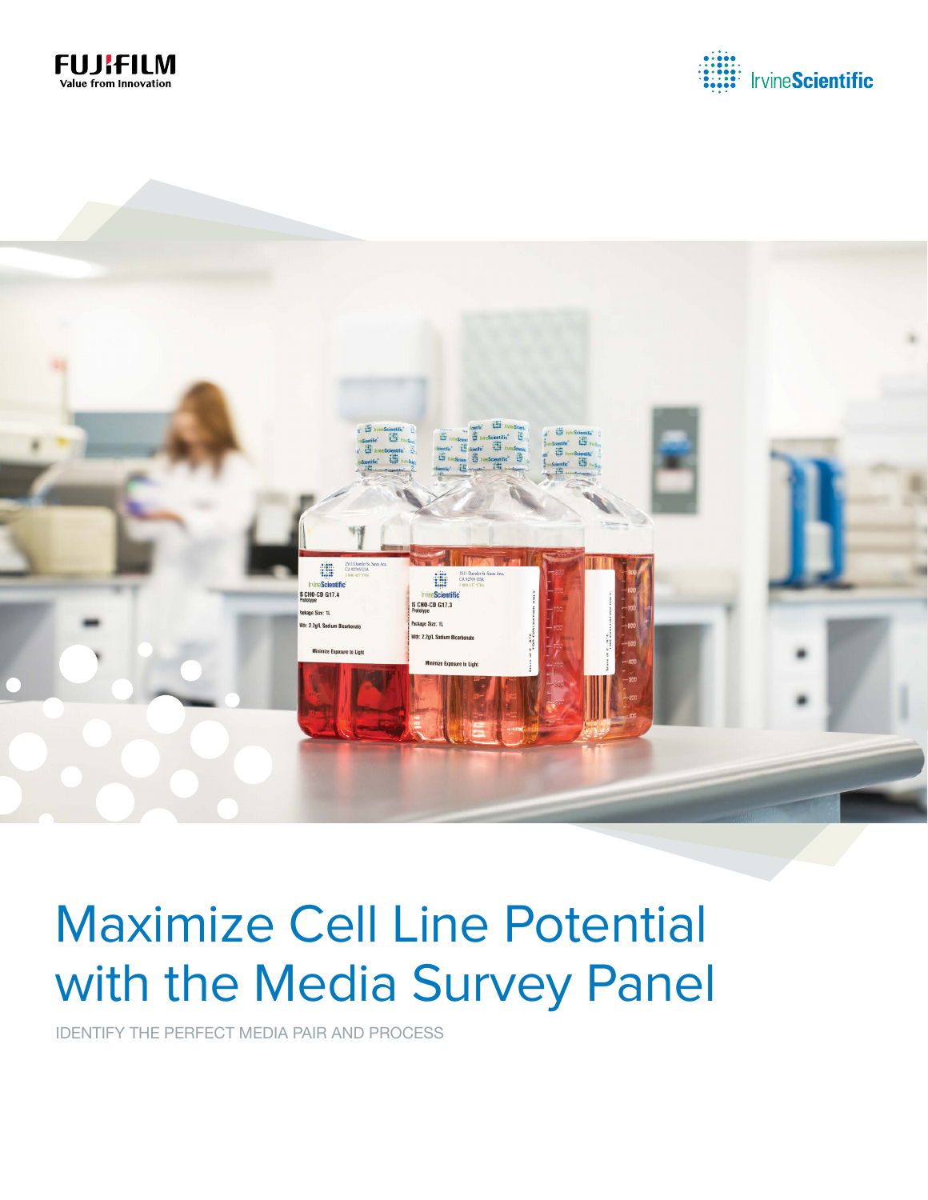FUJIFILM
Value from Innovation

IrvineScientific

# Maximize Cell Line Potential with the Media Survey Panel

IDENTIFY THE PERFECT MEDIA PAIR AND PROCESS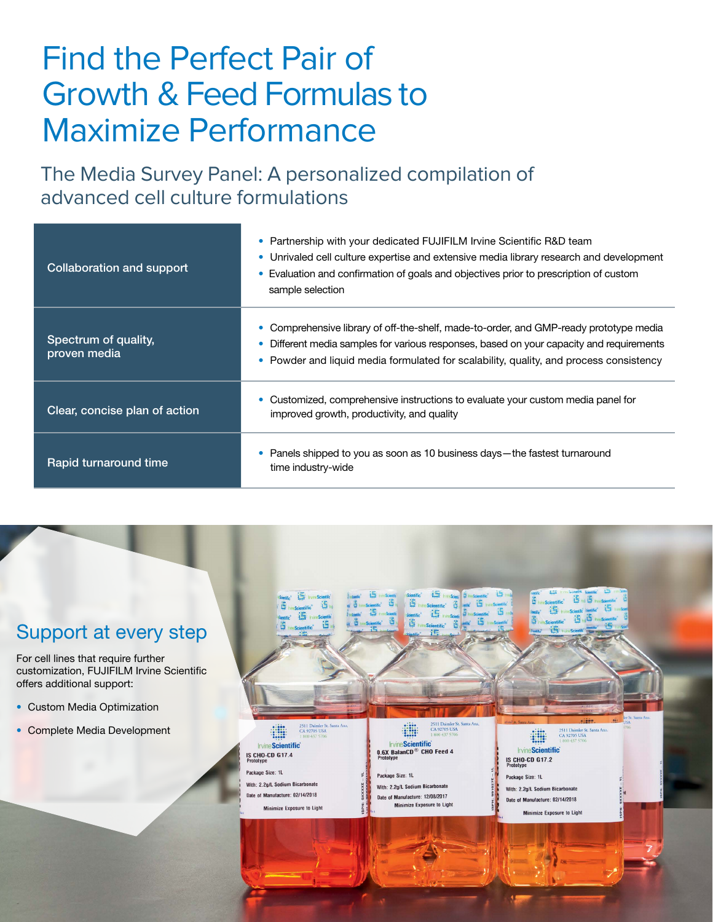# Find the Perfect Pair of Growth & Feed Formulas to Maximize Performance

## The Media Survey Panel: A personalized compilation of advanced cell culture formulations

| | |
|---|---|
| Collaboration and support | • Partnership with your dedicated FUJIFILM Irvine Scientific R&D team<br>• Unrivaled cell culture expertise and extensive media library research and development<br>• Evaluation and confirmation of goals and objectives prior to prescription of custom sample selection |
| Spectrum of quality, proven media | • Comprehensive library of off-the-shelf, made-to-order, and GMP-ready prototype media<br>• Different media samples for various responses, based on your capacity and requirements<br>• Powder and liquid media formulated for scalability, quality, and process consistency |
| Clear, concise plan of action | • Customized, comprehensive instructions to evaluate your custom media panel for improved growth, productivity, and quality |
| Rapid turnaround time | • Panels shipped to you as soon as 10 business days—the fastest turnaround time industry-wide |

## Support at every step

For cell lines that require further customization, FUJIFILM Irvine Scientific offers additional support:

- Custom Media Optimization
- Complete Media Development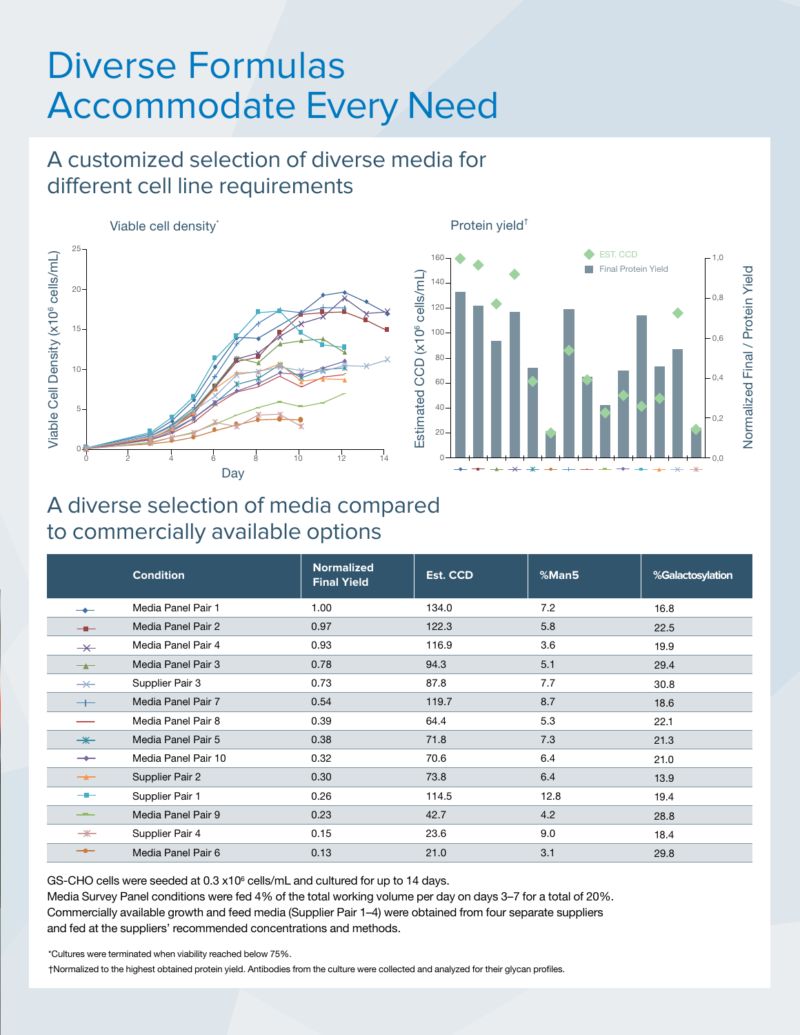# Diverse Formulas Accommodate Every Need

## A customized selection of diverse media for different cell line requirements

Viable cell density*

Protein yield†

## A diverse selection of media compared to commercially available options

| Condition | Normalized Final Yield | Est. CCD | %Man5 | %Galactosylation |
|---|---|---|---|---|
| Media Panel Pair 1 | 1.00 | 134.0 | 7.2 | 16.8 |
| Media Panel Pair 2 | 0.97 | 122.3 | 5.8 | 22.5 |
| Media Panel Pair 4 | 0.93 | 116.9 | 3.6 | 19.9 |
| Media Panel Pair 3 | 0.78 | 94.3 | 5.1 | 29.4 |
| Supplier Pair 3 | 0.73 | 87.8 | 7.7 | 30.8 |
| Media Panel Pair 7 | 0.54 | 119.7 | 8.7 | 18.6 |
| Media Panel Pair 8 | 0.39 | 64.4 | 5.3 | 22.1 |
| Media Panel Pair 5 | 0.38 | 71.8 | 7.3 | 21.3 |
| Media Panel Pair 10 | 0.32 | 70.6 | 6.4 | 21.0 |
| Supplier Pair 2 | 0.30 | 73.8 | 6.4 | 13.9 |
| Supplier Pair 1 | 0.26 | 114.5 | 12.8 | 19.4 |
| Media Panel Pair 9 | 0.23 | 42.7 | 4.2 | 28.8 |
| Supplier Pair 4 | 0.15 | 23.6 | 9.0 | 18.4 |
| Media Panel Pair 6 | 0.13 | 21.0 | 3.1 | 29.8 |

GS-CHO cells were seeded at 0.3 x$10^6$ cells/mL and cultured for up to 14 days.
Media Survey Panel conditions were fed 4% of the total working volume per day on days 3–7 for a total of 20%.
Commercially available growth and feed media (Supplier Pair 1–4) were obtained from four separate suppliers and fed at the suppliers' recommended concentrations and methods.

*Cultures were terminated when viability reached below 75%.

†Normalized to the highest obtained protein yield. Antibodies from the culture were collected and analyzed for their glycan profiles.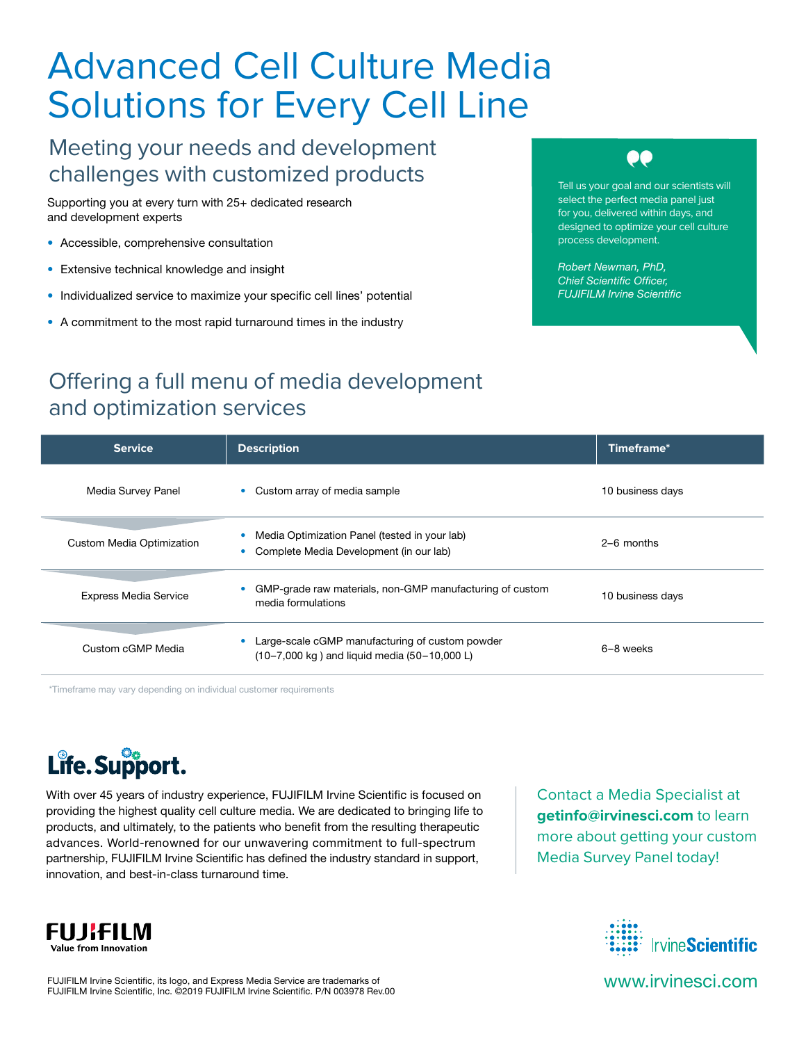# Advanced Cell Culture Media Solutions for Every Cell Line

## Meeting your needs and development challenges with customized products

Supporting you at every turn with 25+ dedicated research and development experts

- Accessible, comprehensive consultation
- Extensive technical knowledge and insight
- Individualized service to maximize your specific cell lines' potential
- A commitment to the most rapid turnaround times in the industry

> Tell us your goal and our scientists will select the perfect media panel just for you, delivered within days, and designed to optimize your cell culture process development.
>
> *Robert Newman, PhD, Chief Scientific Officer, FUJIFILM Irvine Scientific*

## Offering a full menu of media development and optimization services

| Service | Description | Timeframe* |
|---|---|---|
| Media Survey Panel | • Custom array of media sample | 10 business days |
| Custom Media Optimization | • Media Optimization Panel (tested in your lab)<br>• Complete Media Development (in our lab) | 2–6 months |
| Express Media Service | • GMP-grade raw materials, non-GMP manufacturing of custom media formulations | 10 business days |
| Custom cGMP Media | • Large-scale cGMP manufacturing of custom powder (10–7,000 kg ) and liquid media (50–10,000 L) | 6–8 weeks |

*Timeframe may vary depending on individual customer requirements

## Life. Support.

With over 45 years of industry experience, FUJIFILM Irvine Scientific is focused on providing the highest quality cell culture media. We are dedicated to bringing life to products, and ultimately, to the patients who benefit from the resulting therapeutic advances. World-renowned for our unwavering commitment to full-spectrum partnership, FUJIFILM Irvine Scientific has defined the industry standard in support, innovation, and best-in-class turnaround time.

Contact a Media Specialist at **getinfo@irvinesci.com** to learn more about getting your custom Media Survey Panel today!

FUJIFILM
Value from Innovation

IrvineScientific

www.irvinesci.com

FUJIFILM Irvine Scientific, its logo, and Express Media Service are trademarks of FUJIFILM Irvine Scientific, Inc. ©2019 FUJIFILM Irvine Scientific. P/N 003978 Rev.00